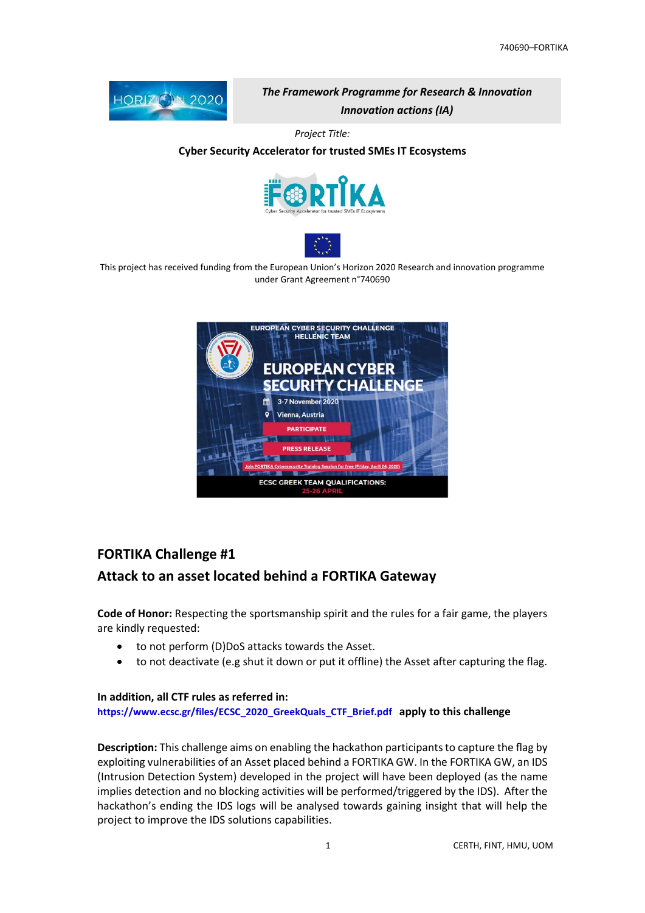*The Framework Programme for Research & Innovation*

*Innovation actions (IA)*

*Project Title:*

**Cyber Security Accelerator for trusted SMEs IT Ecosystems**

This project has received funding from the European Union's Horizon 2020 Research and innovation programme under Grant Agreement n°740690

## FORTIKA Challenge #1

## Attack to an asset located behind a FORTIKA Gateway

**Code of Honor:** Respecting the sportsmanship spirit and the rules for a fair game, the players are kindly requested:

- to not perform (D)DoS attacks towards the Asset.
- to not deactivate (e.g shut it down or put it offline) the Asset after capturing the flag.

**In addition, all CTF rules as referred in:**
**https://www.ecsc.gr/files/ECSC_2020_GreekQuals_CTF_Brief.pdf apply to this challenge**

**Description:** This challenge aims on enabling the hackathon participants to capture the flag by exploiting vulnerabilities of an Asset placed behind a FORTIKA GW. In the FORTIKA GW, an IDS (Intrusion Detection System) developed in the project will have been deployed (as the name implies detection and no blocking activities will be performed/triggered by the IDS). After the hackathon's ending the IDS logs will be analysed towards gaining insight that will help the project to improve the IDS solutions capabilities.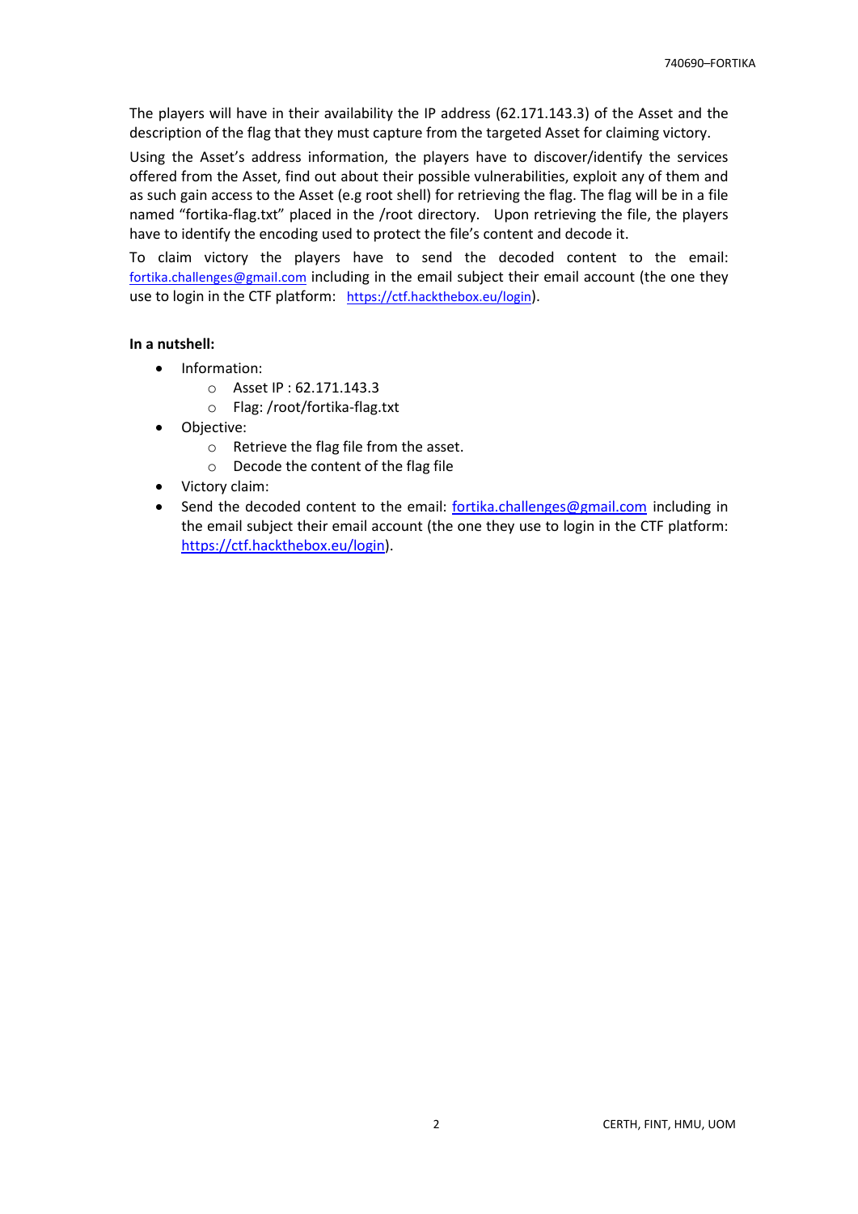The players will have in their availability the IP address (62.171.143.3) of the Asset and the description of the flag that they must capture from the targeted Asset for claiming victory.

Using the Asset's address information, the players have to discover/identify the services offered from the Asset, find out about their possible vulnerabilities, exploit any of them and as such gain access to the Asset (e.g root shell) for retrieving the flag. The flag will be in a file named "fortika-flag.txt" placed in the /root directory. Upon retrieving the file, the players have to identify the encoding used to protect the file's content and decode it.

To claim victory the players have to send the decoded content to the email: fortika.challenges@gmail.com including in the email subject their email account (the one they use to login in the CTF platform: https://ctf.hackthebox.eu/login).

**In a nutshell:**

- Information:
  - Asset IP : 62.171.143.3
  - Flag: /root/fortika-flag.txt
- Objective:
  - Retrieve the flag file from the asset.
  - Decode the content of the flag file
- Victory claim:
- Send the decoded content to the email: fortika.challenges@gmail.com including in the email subject their email account (the one they use to login in the CTF platform: https://ctf.hackthebox.eu/login).